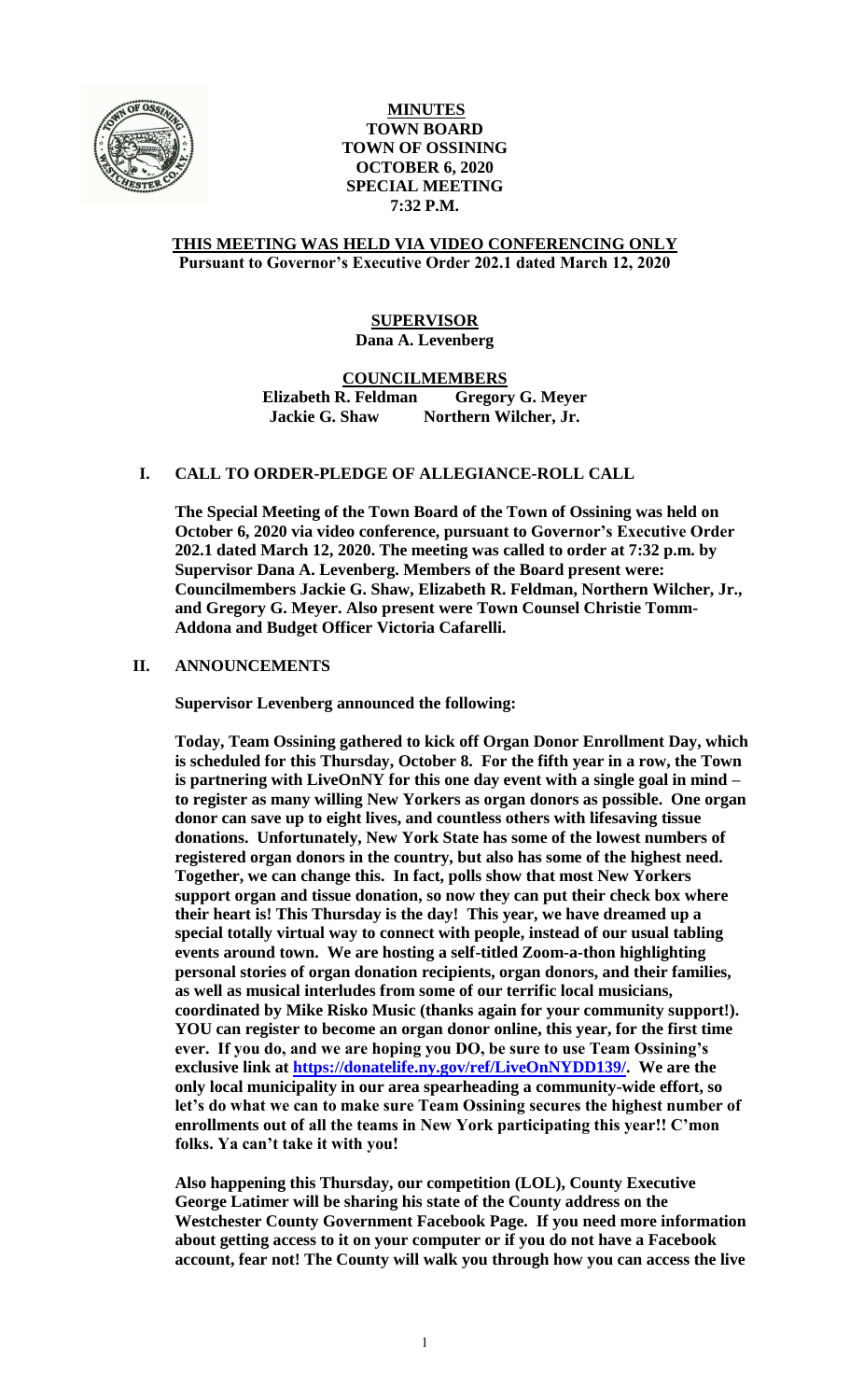**MINUTES**
**TOWN BOARD**
**TOWN OF OSSINING**
**OCTOBER 6, 2020**
**SPECIAL MEETING**
**7:32 P.M.**

**THIS MEETING WAS HELD VIA VIDEO CONFERENCING ONLY**
**Pursuant to Governor's Executive Order 202.1 dated March 12, 2020**

**SUPERVISOR**
**Dana A. Levenberg**

**COUNCILMEMBERS**
**Elizabeth R. Feldman Gregory G. Meyer**
**Jackie G. Shaw Northern Wilcher, Jr.**

## I. CALL TO ORDER-PLEDGE OF ALLEGIANCE-ROLL CALL

**The Special Meeting of the Town Board of the Town of Ossining was held on October 6, 2020 via video conference, pursuant to Governor's Executive Order 202.1 dated March 12, 2020. The meeting was called to order at 7:32 p.m. by Supervisor Dana A. Levenberg. Members of the Board present were: Councilmembers Jackie G. Shaw, Elizabeth R. Feldman, Northern Wilcher, Jr., and Gregory G. Meyer. Also present were Town Counsel Christie Tomm-Addona and Budget Officer Victoria Cafarelli.**

## II. ANNOUNCEMENTS

**Supervisor Levenberg announced the following:**

**Today, Team Ossining gathered to kick off Organ Donor Enrollment Day, which is scheduled for this Thursday, October 8. For the fifth year in a row, the Town is partnering with LiveOnNY for this one day event with a single goal in mind – to register as many willing New Yorkers as organ donors as possible. One organ donor can save up to eight lives, and countless others with lifesaving tissue donations. Unfortunately, New York State has some of the lowest numbers of registered organ donors in the country, but also has some of the highest need. Together, we can change this. In fact, polls show that most New Yorkers support organ and tissue donation, so now they can put their check box where their heart is! This Thursday is the day! This year, we have dreamed up a special totally virtual way to connect with people, instead of our usual tabling events around town. We are hosting a self-titled Zoom-a-thon highlighting personal stories of organ donation recipients, organ donors, and their families, as well as musical interludes from some of our terrific local musicians, coordinated by Mike Risko Music (thanks again for your community support!). YOU can register to become an organ donor online, this year, for the first time ever. If you do, and we are hoping you DO, be sure to use Team Ossining's exclusive link at https://donatelife.ny.gov/ref/LiveOnNYDD139/. We are the only local municipality in our area spearheading a community-wide effort, so let's do what we can to make sure Team Ossining secures the highest number of enrollments out of all the teams in New York participating this year!! C'mon folks. Ya can't take it with you!**

**Also happening this Thursday, our competition (LOL), County Executive George Latimer will be sharing his state of the County address on the Westchester County Government Facebook Page. If you need more information about getting access to it on your computer or if you do not have a Facebook account, fear not! The County will walk you through how you can access the live**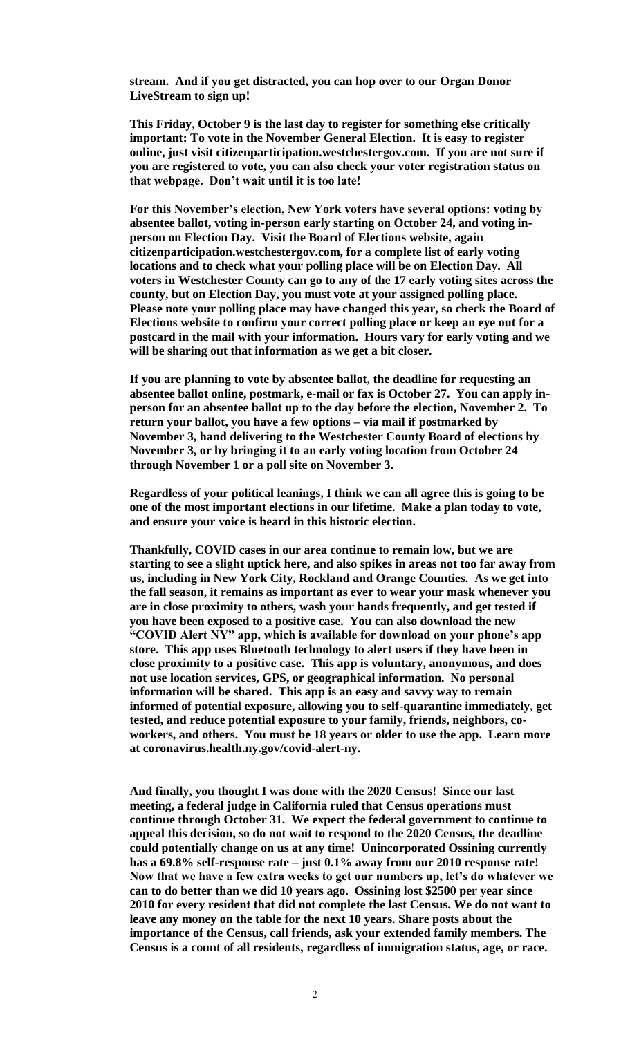**stream. And if you get distracted, you can hop over to our Organ Donor LiveStream to sign up!**

**This Friday, October 9 is the last day to register for something else critically important: To vote in the November General Election. It is easy to register online, just visit citizenparticipation.westchestergov.com. If you are not sure if you are registered to vote, you can also check your voter registration status on that webpage. Don't wait until it is too late!**

**For this November's election, New York voters have several options: voting by absentee ballot, voting in-person early starting on October 24, and voting in-person on Election Day. Visit the Board of Elections website, again citizenparticipation.westchestergov.com, for a complete list of early voting locations and to check what your polling place will be on Election Day. All voters in Westchester County can go to any of the 17 early voting sites across the county, but on Election Day, you must vote at your assigned polling place. Please note your polling place may have changed this year, so check the Board of Elections website to confirm your correct polling place or keep an eye out for a postcard in the mail with your information. Hours vary for early voting and we will be sharing out that information as we get a bit closer.**

**If you are planning to vote by absentee ballot, the deadline for requesting an absentee ballot online, postmark, e-mail or fax is October 27. You can apply in-person for an absentee ballot up to the day before the election, November 2. To return your ballot, you have a few options – via mail if postmarked by November 3, hand delivering to the Westchester County Board of elections by November 3, or by bringing it to an early voting location from October 24 through November 1 or a poll site on November 3.**

**Regardless of your political leanings, I think we can all agree this is going to be one of the most important elections in our lifetime. Make a plan today to vote, and ensure your voice is heard in this historic election.**

**Thankfully, COVID cases in our area continue to remain low, but we are starting to see a slight uptick here, and also spikes in areas not too far away from us, including in New York City, Rockland and Orange Counties. As we get into the fall season, it remains as important as ever to wear your mask whenever you are in close proximity to others, wash your hands frequently, and get tested if you have been exposed to a positive case. You can also download the new "COVID Alert NY" app, which is available for download on your phone's app store. This app uses Bluetooth technology to alert users if they have been in close proximity to a positive case. This app is voluntary, anonymous, and does not use location services, GPS, or geographical information. No personal information will be shared. This app is an easy and savvy way to remain informed of potential exposure, allowing you to self-quarantine immediately, get tested, and reduce potential exposure to your family, friends, neighbors, co-workers, and others. You must be 18 years or older to use the app. Learn more at coronavirus.health.ny.gov/covid-alert-ny.**

**And finally, you thought I was done with the 2020 Census! Since our last meeting, a federal judge in California ruled that Census operations must continue through October 31. We expect the federal government to continue to appeal this decision, so do not wait to respond to the 2020 Census, the deadline could potentially change on us at any time! Unincorporated Ossining currently has a 69.8% self-response rate – just 0.1% away from our 2010 response rate! Now that we have a few extra weeks to get our numbers up, let's do whatever we can to do better than we did 10 years ago. Ossining lost $2500 per year since 2010 for every resident that did not complete the last Census. We do not want to leave any money on the table for the next 10 years. Share posts about the importance of the Census, call friends, ask your extended family members. The Census is a count of all residents, regardless of immigration status, age, or race.**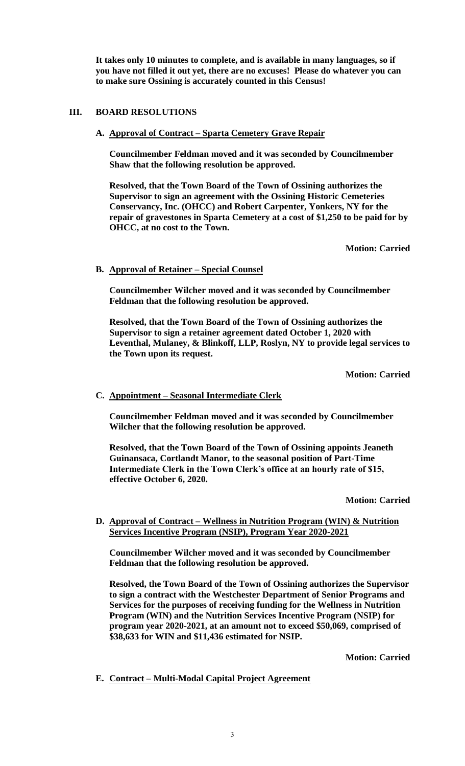**It takes only 10 minutes to complete, and is available in many languages, so if you have not filled it out yet, there are no excuses! Please do whatever you can to make sure Ossining is accurately counted in this Census!**

## III. BOARD RESOLUTIONS

### A. <u>Approval of Contract – Sparta Cemetery Grave Repair</u>

**Councilmember Feldman moved and it was seconded by Councilmember Shaw that the following resolution be approved.**

**Resolved, that the Town Board of the Town of Ossining authorizes the Supervisor to sign an agreement with the Ossining Historic Cemeteries Conservancy, Inc. (OHCC) and Robert Carpenter, Yonkers, NY for the repair of gravestones in Sparta Cemetery at a cost of $1,250 to be paid for by OHCC, at no cost to the Town.**

**Motion: Carried**

### B. <u>Approval of Retainer – Special Counsel</u>

**Councilmember Wilcher moved and it was seconded by Councilmember Feldman that the following resolution be approved.**

**Resolved, that the Town Board of the Town of Ossining authorizes the Supervisor to sign a retainer agreement dated October 1, 2020 with Leventhal, Mulaney, & Blinkoff, LLP, Roslyn, NY to provide legal services to the Town upon its request.**

**Motion: Carried**

### C. <u>Appointment – Seasonal Intermediate Clerk</u>

**Councilmember Feldman moved and it was seconded by Councilmember Wilcher that the following resolution be approved.**

**Resolved, that the Town Board of the Town of Ossining appoints Jeaneth Guinansaca, Cortlandt Manor, to the seasonal position of Part-Time Intermediate Clerk in the Town Clerk's office at an hourly rate of $15, effective October 6, 2020.**

**Motion: Carried**

### D. <u>Approval of Contract – Wellness in Nutrition Program (WIN) & Nutrition Services Incentive Program (NSIP), Program Year 2020-2021</u>

**Councilmember Wilcher moved and it was seconded by Councilmember Feldman that the following resolution be approved.**

**Resolved, the Town Board of the Town of Ossining authorizes the Supervisor to sign a contract with the Westchester Department of Senior Programs and Services for the purposes of receiving funding for the Wellness in Nutrition Program (WIN) and the Nutrition Services Incentive Program (NSIP) for program year 2020-2021, at an amount not to exceed $50,069, comprised of $38,633 for WIN and $11,436 estimated for NSIP.**

**Motion: Carried**

### E. <u>Contract – Multi-Modal Capital Project Agreement</u>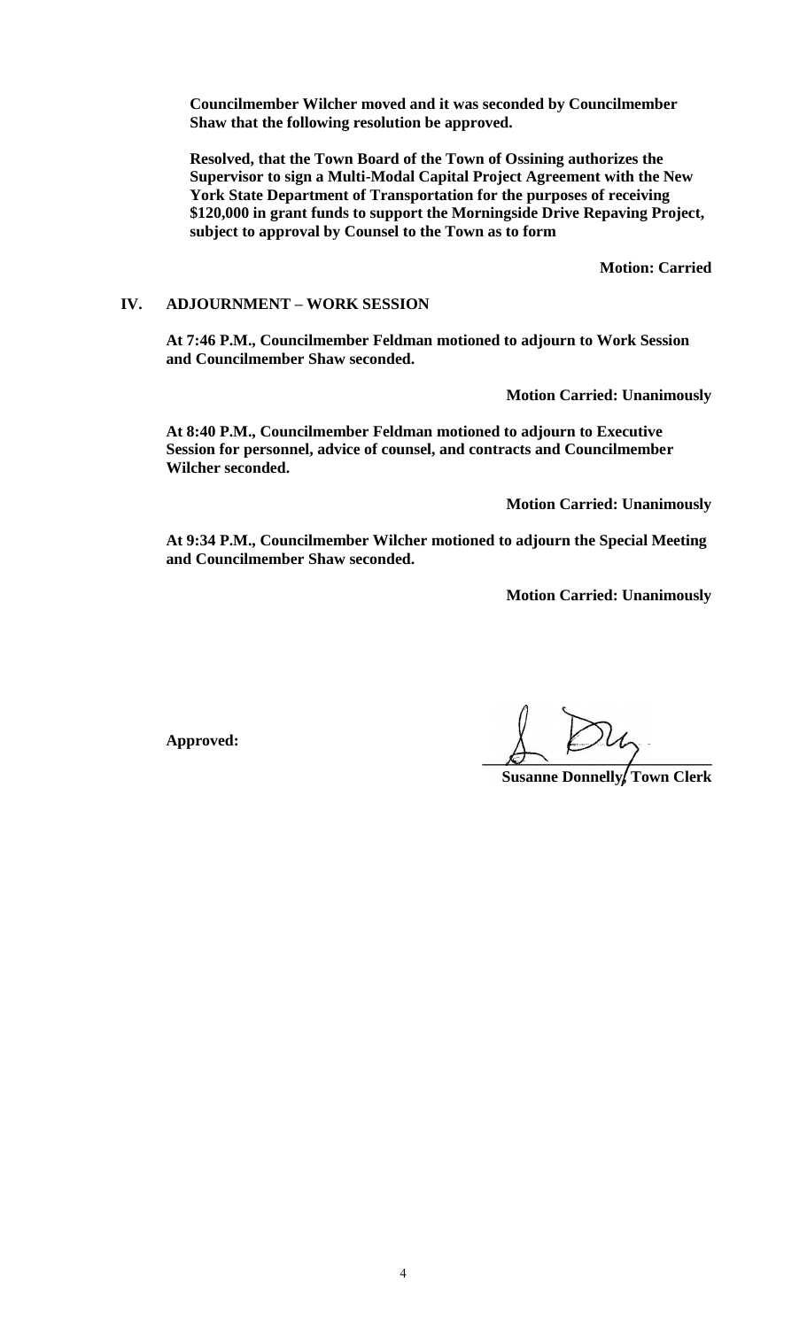**Councilmember Wilcher moved and it was seconded by Councilmember Shaw that the following resolution be approved.**

**Resolved, that the Town Board of the Town of Ossining authorizes the Supervisor to sign a Multi-Modal Capital Project Agreement with the New York State Department of Transportation for the purposes of receiving $120,000 in grant funds to support the Morningside Drive Repaving Project, subject to approval by Counsel to the Town as to form**

**Motion: Carried**

## IV. ADJOURNMENT – WORK SESSION

**At 7:46 P.M., Councilmember Feldman motioned to adjourn to Work Session and Councilmember Shaw seconded.**

**Motion Carried: Unanimously**

**At 8:40 P.M., Councilmember Feldman motioned to adjourn to Executive Session for personnel, advice of counsel, and contracts and Councilmember Wilcher seconded.**

**Motion Carried: Unanimously**

**At 9:34 P.M., Councilmember Wilcher motioned to adjourn the Special Meeting and Councilmember Shaw seconded.**

**Motion Carried: Unanimously**

**Approved:**

**Susanne Donnelly, Town Clerk**